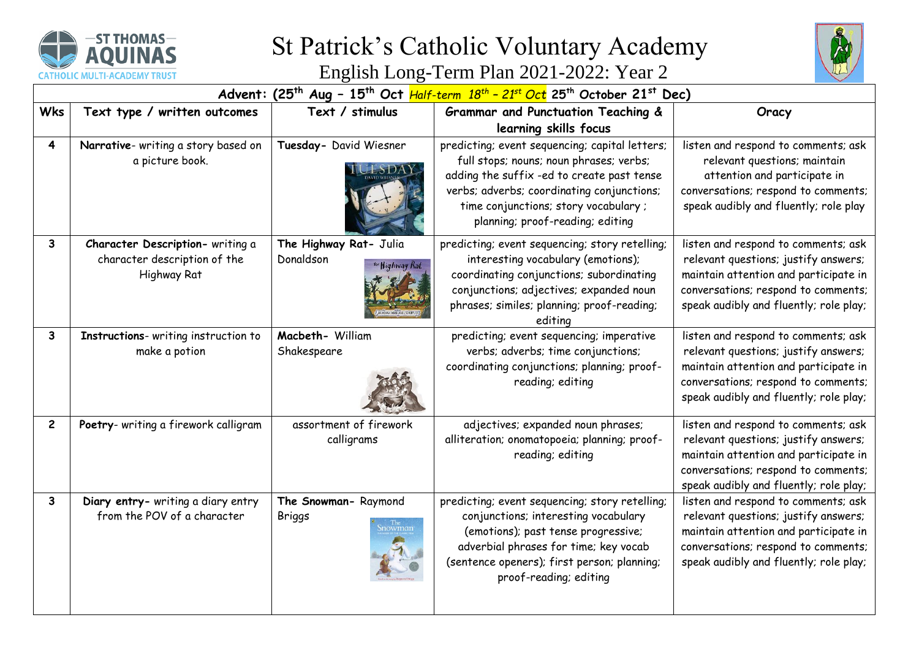# St Patrick's Catholic Voluntary Academy

## English Long-Term Plan 2021-2022: Year 2

| Advent: (25th Aug – 15th Oct *Half-term 18th – 21st Oct* 25th October 21st Dec) | | | | |
|---|---|---|---|---|
| **Wks** | **Text type / written outcomes** | **Text / stimulus** | **Grammar and Punctuation Teaching & learning skills focus** | **Oracy** |
| **4** | **Narrative**- writing a story based on a picture book. | **Tuesday-** David Wiesner | predicting; event sequencing; capital letters; full stops; nouns; noun phrases; verbs; adding the suffix -ed to create past tense verbs; adverbs; coordinating conjunctions; time conjunctions; story vocabulary ; planning; proof-reading; editing | listen and respond to comments; ask relevant questions; maintain attention and participate in conversations; respond to comments; speak audibly and fluently; role play |
| **3** | **Character Description-** writing a character description of the Highway Rat | **The Highway Rat-** Julia Donaldson | predicting; event sequencing; story retelling; interesting vocabulary (emotions); coordinating conjunctions; subordinating conjunctions; adjectives; expanded noun phrases; similes; planning; proof-reading; editing | listen and respond to comments; ask relevant questions; justify answers; maintain attention and participate in conversations; respond to comments; speak audibly and fluently; role play; |
| **3** | **Instructions**- writing instruction to make a potion | **Macbeth-** William Shakespeare | predicting; event sequencing; imperative verbs; adverbs; time conjunctions; coordinating conjunctions; planning; proof-reading; editing | listen and respond to comments; ask relevant questions; justify answers; maintain attention and participate in conversations; respond to comments; speak audibly and fluently; role play; |
| **2** | **Poetry**- writing a firework calligram | assortment of firework calligrams | adjectives; expanded noun phrases; alliteration; onomatopoeia; planning; proof-reading; editing | listen and respond to comments; ask relevant questions; justify answers; maintain attention and participate in conversations; respond to comments; speak audibly and fluently; role play; |
| **3** | **Diary entry-** writing a diary entry from the POV of a character | **The Snowman-** Raymond Briggs | predicting; event sequencing; story retelling; conjunctions; interesting vocabulary (emotions); past tense progressive; adverbial phrases for time; key vocab (sentence openers); first person; planning; proof-reading; editing | listen and respond to comments; ask relevant questions; justify answers; maintain attention and participate in conversations; respond to comments; speak audibly and fluently; role play; |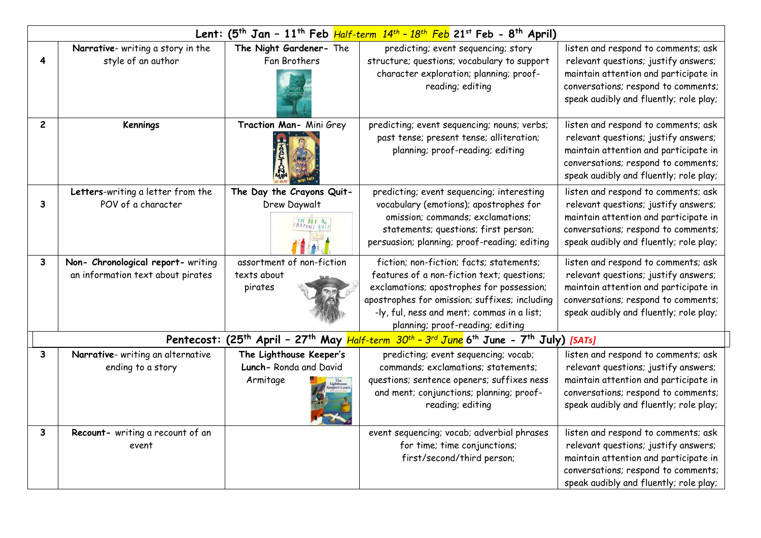| Lent: (5th Jan – 11th Feb *Half-term 14th – 18th Feb* 21st Feb - 8th April) | | | | |
|---|---|---|---|---|
| 4 | **Narrative**- writing a story in the style of an author | **The Night Gardener-** The Fan Brothers | predicting; event sequencing; story structure; questions; vocabulary to support character exploration; planning; proof-reading; editing | listen and respond to comments; ask relevant questions; justify answers; maintain attention and participate in conversations; respond to comments; speak audibly and fluently; role play; |
| 2 | **Kennings** | **Traction Man-** Mini Grey | predicting; event sequencing; nouns; verbs; past tense; present tense; alliteration; planning; proof-reading; editing | listen and respond to comments; ask relevant questions; justify answers; maintain attention and participate in conversations; respond to comments; speak audibly and fluently; role play; |
| 3 | **Letters**-writing a letter from the POV of a character | **The Day the Crayons Quit-** Drew Daywalt | predicting; event sequencing; interesting vocabulary (emotions); apostrophes for omission; commands; exclamations; statements; questions; first person; persuasion; planning; proof-reading; editing | listen and respond to comments; ask relevant questions; justify answers; maintain attention and participate in conversations; respond to comments; speak audibly and fluently; role play; |
| 3 | **Non- Chronological report-** writing an information text about pirates | assortment of non-fiction texts about pirates | fiction; non-fiction; facts; statements; features of a non-fiction text; questions; exclamations; apostrophes for possession; apostrophes for omission; suffixes; including -ly, ful, ness and ment; commas in a list; planning; proof-reading; editing | listen and respond to comments; ask relevant questions; justify answers; maintain attention and participate in conversations; respond to comments; speak audibly and fluently; role play; |
| **Pentecost: (25th April – 27th May *Half-term 30th – 3rd June* 6th June - 7th July) *[SATs]*** | | | | |
| 3 | **Narrative**- writing an alternative ending to a story | **The Lighthouse Keeper's Lunch-** Ronda and David Armitage | predicting; event sequencing; vocab; commands; exclamations; statements; questions; sentence openers; suffixes ness and ment; conjunctions; planning; proof-reading; editing | listen and respond to comments; ask relevant questions; justify answers; maintain attention and participate in conversations; respond to comments; speak audibly and fluently; role play; |
| 3 | **Recount-** writing a recount of an event | | event sequencing; vocab; adverbial phrases for time; time conjunctions; first/second/third person; | listen and respond to comments; ask relevant questions; justify answers; maintain attention and participate in conversations; respond to comments; speak audibly and fluently; role play; |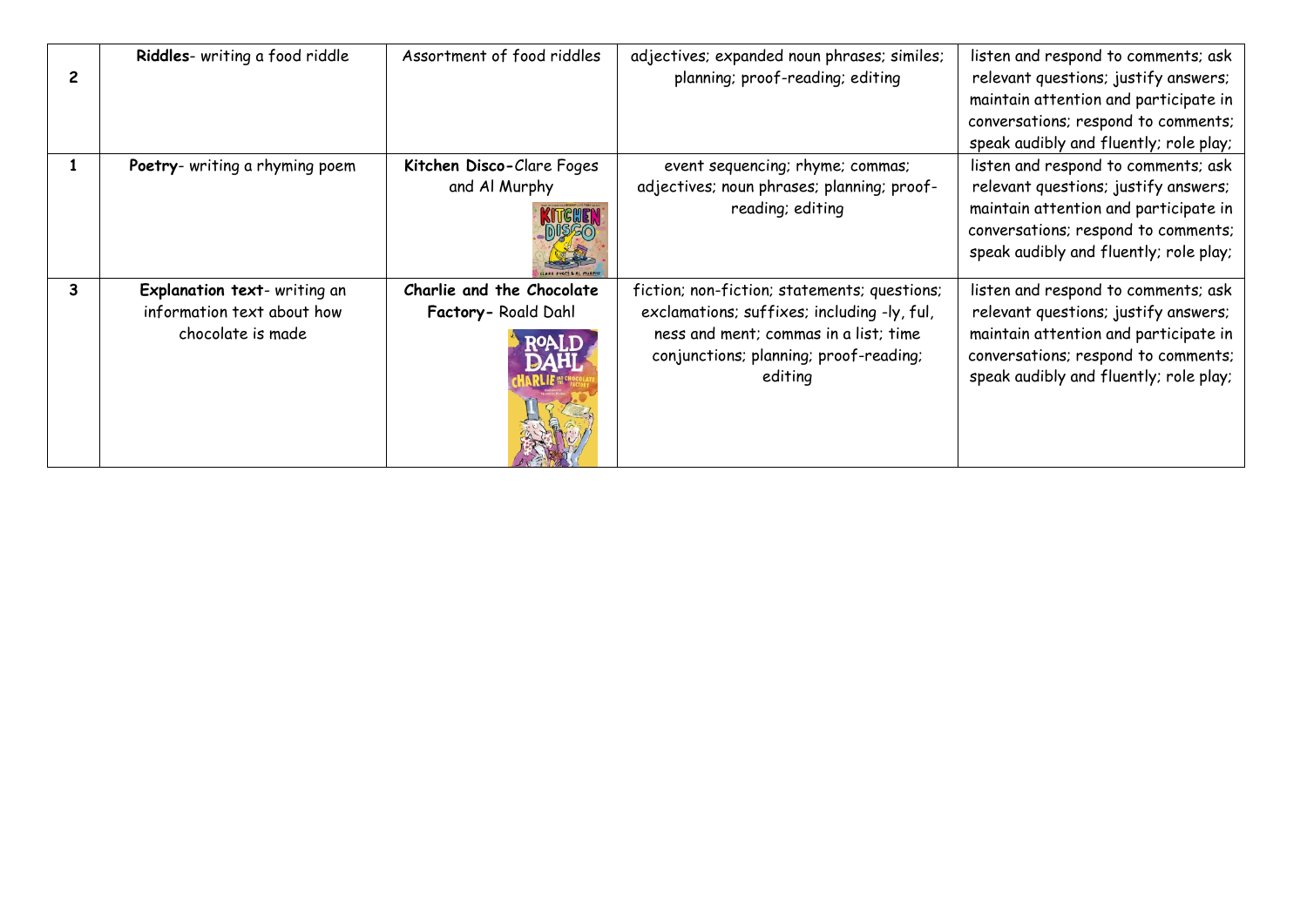| | | | | |
|---|---|---|---|---|
| 2 | **Riddles**- writing a food riddle | Assortment of food riddles | adjectives; expanded noun phrases; similes; planning; proof-reading; editing | listen and respond to comments; ask relevant questions; justify answers; maintain attention and participate in conversations; respond to comments; speak audibly and fluently; role play; |
| 1 | **Poetry**- writing a rhyming poem | **Kitchen Disco**-Clare Foges and Al Murphy | event sequencing; rhyme; commas; adjectives; noun phrases; planning; proof-reading; editing | listen and respond to comments; ask relevant questions; justify answers; maintain attention and participate in conversations; respond to comments; speak audibly and fluently; role play; |
| 3 | **Explanation text**- writing an information text about how chocolate is made | **Charlie and the Chocolate Factory-** Roald Dahl | fiction; non-fiction; statements; questions; exclamations; suffixes; including -ly, ful, ness and ment; commas in a list; time conjunctions; planning; proof-reading; editing | listen and respond to comments; ask relevant questions; justify answers; maintain attention and participate in conversations; respond to comments; speak audibly and fluently; role play; |